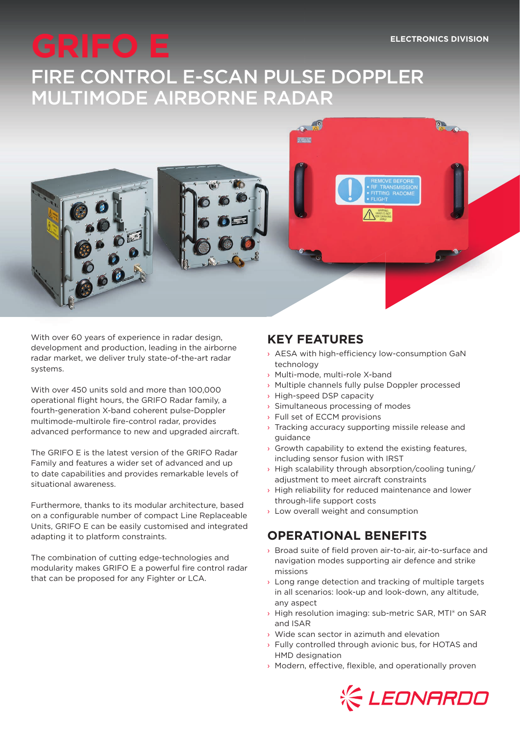ELECTRONICS DIVISION

# GRIFO E

## FIRE CONTROL E-SCAN PULSE DOPPLER MULTIMODE AIRBORNE RADAR

With over 60 years of experience in radar design, development and production, leading in the airborne radar market, we deliver truly state-of-the-art radar systems.

With over 450 units sold and more than 100,000 operational flight hours, the GRIFO Radar family, a fourth-generation X-band coherent pulse-Doppler multimode-multirole fire-control radar, provides advanced performance to new and upgraded aircraft.

The GRIFO E is the latest version of the GRIFO Radar Family and features a wider set of advanced and up to date capabilities and provides remarkable levels of situational awareness.

Furthermore, thanks to its modular architecture, based on a configurable number of compact Line Replaceable Units, GRIFO E can be easily customised and integrated adapting it to platform constraints.

The combination of cutting edge-technologies and modularity makes GRIFO E a powerful fire control radar that can be proposed for any Fighter or LCA.

## KEY FEATURES

- AESA with high-efficiency low-consumption GaN technology
- Multi-mode, multi-role X-band
- Multiple channels fully pulse Doppler processed
- High-speed DSP capacity
- Simultaneous processing of modes
- Full set of ECCM provisions
- Tracking accuracy supporting missile release and guidance
- Growth capability to extend the existing features, including sensor fusion with IRST
- High scalability through absorption/cooling tuning/adjustment to meet aircraft constraints
- High reliability for reduced maintenance and lower through-life support costs
- Low overall weight and consumption

## OPERATIONAL BENEFITS

- Broad suite of field proven air-to-air, air-to-surface and navigation modes supporting air defence and strike missions
- Long range detection and tracking of multiple targets in all scenarios: look-up and look-down, any altitude, any aspect
- High resolution imaging: sub-metric SAR, MTI® on SAR and ISAR
- Wide scan sector in azimuth and elevation
- Fully controlled through avionic bus, for HOTAS and HMD designation
- Modern, effective, flexible, and operationally proven

LEONARDO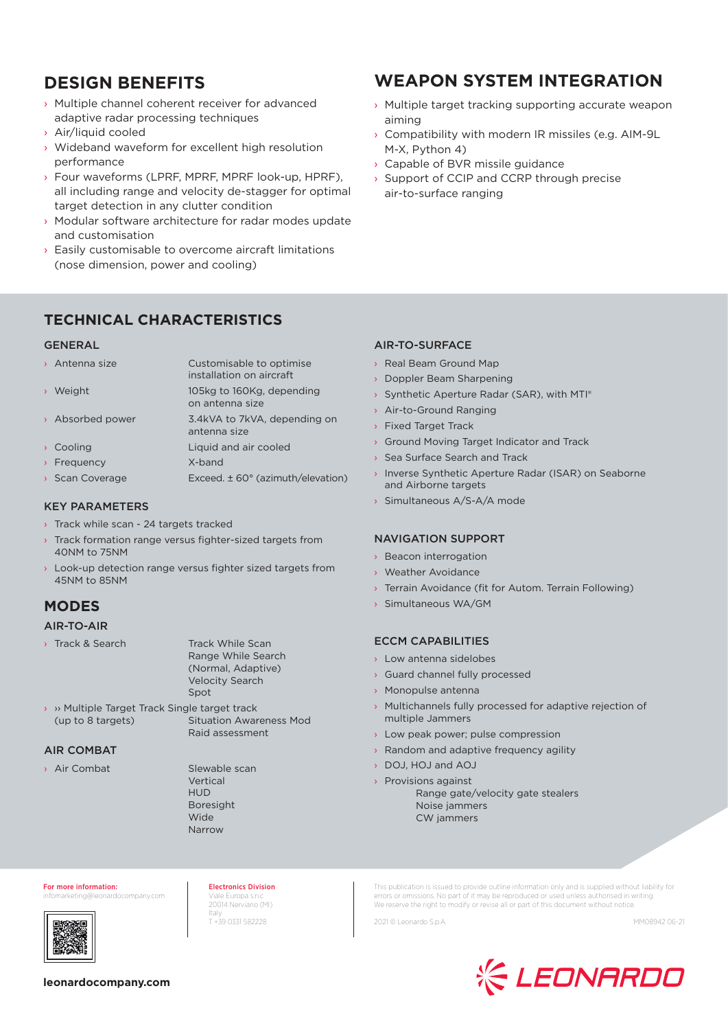## DESIGN BENEFITS

- Multiple channel coherent receiver for advanced adaptive radar processing techniques
- Air/liquid cooled
- Wideband waveform for excellent high resolution performance
- Four waveforms (LPRF, MPRF, MPRF look-up, HPRF), all including range and velocity de-stagger for optimal target detection in any clutter condition
- Modular software architecture for radar modes update and customisation
- Easily customisable to overcome aircraft limitations (nose dimension, power and cooling)

## WEAPON SYSTEM INTEGRATION

- Multiple target tracking supporting accurate weapon aiming
- Compatibility with modern IR missiles (e.g. AIM-9L M-X, Python 4)
- Capable of BVR missile guidance
- Support of CCIP and CCRP through precise air-to-surface ranging

## TECHNICAL CHARACTERISTICS

### GENERAL

| | |
|---|---|
| Antenna size | Customisable to optimise installation on aircraft |
| Weight | 105kg to 160Kg, depending on antenna size |
| Absorbed power | 3.4kVA to 7kVA, depending on antenna size |
| Cooling | Liquid and air cooled |
| Frequency | X-band |
| Scan Coverage | Exceed. ± 60° (azimuth/elevation) |

### KEY PARAMETERS

- Track while scan - 24 targets tracked
- Track formation range versus fighter-sized targets from 40NM to 75NM
- Look-up detection range versus fighter sized targets from 45NM to 85NM

## MODES

### AIR-TO-AIR

| | |
|---|---|
| Track & Search | Track While Scan<br>Range While Search (Normal, Adaptive)<br>Velocity Search<br>Spot |
| ›› Multiple Target Track (up to 8 targets) | Single target track<br>Situation Awareness Mod<br>Raid assessment |

### AIR COMBAT

| | |
|---|---|
| Air Combat | Slewable scan<br>Vertical<br>HUD<br>Boresight<br>Wide<br>Narrow |

### AIR-TO-SURFACE

- Real Beam Ground Map
- Doppler Beam Sharpening
- Synthetic Aperture Radar (SAR), with MTI®
- Air-to-Ground Ranging
- Fixed Target Track
- Ground Moving Target Indicator and Track
- Sea Surface Search and Track
- Inverse Synthetic Aperture Radar (ISAR) on Seaborne and Airborne targets
- Simultaneous A/S-A/A mode

### NAVIGATION SUPPORT

- Beacon interrogation
- Weather Avoidance
- Terrain Avoidance (fit for Autom. Terrain Following)
- Simultaneous WA/GM

### ECCM CAPABILITIES

- Low antenna sidelobes
- Guard channel fully processed
- Monopulse antenna
- Multichannels fully processed for adaptive rejection of multiple Jammers
- Low peak power; pulse compression
- Random and adaptive frequency agility
- DOJ, HOJ and AOJ
- Provisions against
  - Range gate/velocity gate stealers
  - Noise jammers
  - CW jammers

**For more information:**
infomarketing@leonardocompany.com

**Electronics Division**
Viale Europa s.n.c
20014 Nerviano (MI)
Italy
T +39 0331 582228

This publication is issued to provide outline information only and is supplied without liability for errors or omissions. No part of it may be reproduced or used unless authorised in writing. We reserve the right to modify or revise all or part of this document without notice.

2021 © Leonardo S.p.A.

MM08942 06-21

**leonardocompany.com**

LEONARDO